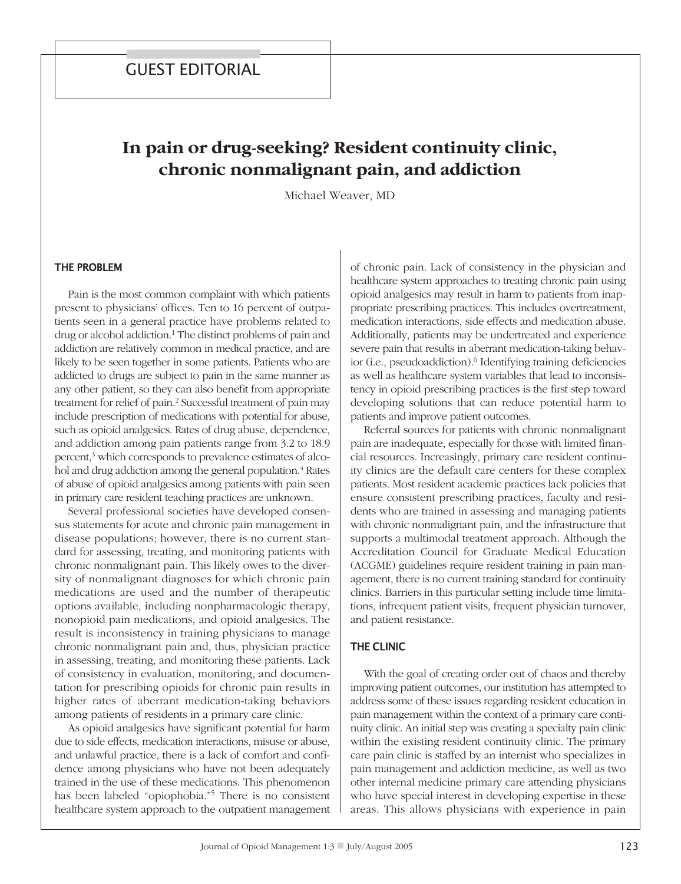GUEST EDITORIAL

# In pain or drug-seeking? Resident continuity clinic, chronic nonmalignant pain, and addiction

Michael Weaver, MD

## THE PROBLEM

Pain is the most common complaint with which patients present to physicians' offices. Ten to 16 percent of outpatients seen in a general practice have problems related to drug or alcohol addiction.[1] The distinct problems of pain and addiction are relatively common in medical practice, and are likely to be seen together in some patients. Patients who are addicted to drugs are subject to pain in the same manner as any other patient, so they can also benefit from appropriate treatment for relief of pain.[2] Successful treatment of pain may include prescription of medications with potential for abuse, such as opioid analgesics. Rates of drug abuse, dependence, and addiction among pain patients range from 3.2 to 18.9 percent,[3] which corresponds to prevalence estimates of alcohol and drug addiction among the general population.[4] Rates of abuse of opioid analgesics among patients with pain seen in primary care resident teaching practices are unknown.

Several professional societies have developed consensus statements for acute and chronic pain management in disease populations; however, there is no current standard for assessing, treating, and monitoring patients with chronic nonmalignant pain. This likely owes to the diversity of nonmalignant diagnoses for which chronic pain medications are used and the number of therapeutic options available, including nonpharmacologic therapy, nonopioid pain medications, and opioid analgesics. The result is inconsistency in training physicians to manage chronic nonmalignant pain and, thus, physician practice in assessing, treating, and monitoring these patients. Lack of consistency in evaluation, monitoring, and documentation for prescribing opioids for chronic pain results in higher rates of aberrant medication-taking behaviors among patients of residents in a primary care clinic.

As opioid analgesics have significant potential for harm due to side effects, medication interactions, misuse or abuse, and unlawful practice, there is a lack of comfort and confidence among physicians who have not been adequately trained in the use of these medications. This phenomenon has been labeled "opiophobia."[5] There is no consistent healthcare system approach to the outpatient management of chronic pain. Lack of consistency in the physician and healthcare system approaches to treating chronic pain using opioid analgesics may result in harm to patients from inappropriate prescribing practices. This includes overtreatment, medication interactions, side effects and medication abuse. Additionally, patients may be undertreated and experience severe pain that results in aberrant medication-taking behavior (i.e., pseudoaddiction).[6] Identifying training deficiencies as well as healthcare system variables that lead to inconsistency in opioid prescribing practices is the first step toward developing solutions that can reduce potential harm to patients and improve patient outcomes.

Referral sources for patients with chronic nonmalignant pain are inadequate, especially for those with limited financial resources. Increasingly, primary care resident continuity clinics are the default care centers for these complex patients. Most resident academic practices lack policies that ensure consistent prescribing practices, faculty and residents who are trained in assessing and managing patients with chronic nonmalignant pain, and the infrastructure that supports a multimodal treatment approach. Although the Accreditation Council for Graduate Medical Education (ACGME) guidelines require resident training in pain management, there is no current training standard for continuity clinics. Barriers in this particular setting include time limitations, infrequent patient visits, frequent physician turnover, and patient resistance.

## THE CLINIC

With the goal of creating order out of chaos and thereby improving patient outcomes, our institution has attempted to address some of these issues regarding resident education in pain management within the context of a primary care continuity clinic. An initial step was creating a specialty pain clinic within the existing resident continuity clinic. The primary care pain clinic is staffed by an internist who specializes in pain management and addiction medicine, as well as two other internal medicine primary care attending physicians who have special interest in developing expertise in these areas. This allows physicians with experience in pain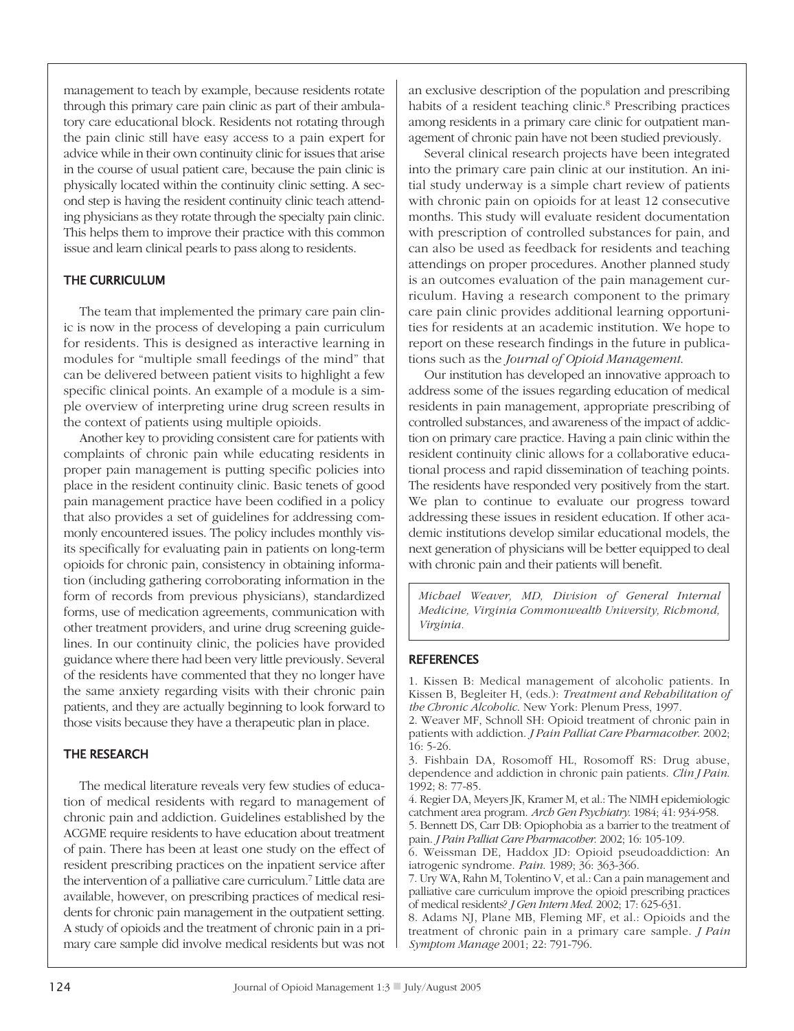management to teach by example, because residents rotate through this primary care pain clinic as part of their ambulatory care educational block. Residents not rotating through the pain clinic still have easy access to a pain expert for advice while in their own continuity clinic for issues that arise in the course of usual patient care, because the pain clinic is physically located within the continuity clinic setting. A second step is having the resident continuity clinic teach attending physicians as they rotate through the specialty pain clinic. This helps them to improve their practice with this common issue and learn clinical pearls to pass along to residents.

## THE CURRICULUM

The team that implemented the primary care pain clinic is now in the process of developing a pain curriculum for residents. This is designed as interactive learning in modules for "multiple small feedings of the mind" that can be delivered between patient visits to highlight a few specific clinical points. An example of a module is a simple overview of interpreting urine drug screen results in the context of patients using multiple opioids.

Another key to providing consistent care for patients with complaints of chronic pain while educating residents in proper pain management is putting specific policies into place in the resident continuity clinic. Basic tenets of good pain management practice have been codified in a policy that also provides a set of guidelines for addressing commonly encountered issues. The policy includes monthly visits specifically for evaluating pain in patients on long-term opioids for chronic pain, consistency in obtaining information (including gathering corroborating information in the form of records from previous physicians), standardized forms, use of medication agreements, communication with other treatment providers, and urine drug screening guidelines. In our continuity clinic, the policies have provided guidance where there had been very little previously. Several of the residents have commented that they no longer have the same anxiety regarding visits with their chronic pain patients, and they are actually beginning to look forward to those visits because they have a therapeutic plan in place.

## THE RESEARCH

The medical literature reveals very few studies of education of medical residents with regard to management of chronic pain and addiction. Guidelines established by the ACGME require residents to have education about treatment of pain. There has been at least one study on the effect of resident prescribing practices on the inpatient service after the intervention of a palliative care curriculum.[7] Little data are available, however, on prescribing practices of medical residents for chronic pain management in the outpatient setting. A study of opioids and the treatment of chronic pain in a primary care sample did involve medical residents but was not an exclusive description of the population and prescribing habits of a resident teaching clinic.[8] Prescribing practices among residents in a primary care clinic for outpatient management of chronic pain have not been studied previously.

Several clinical research projects have been integrated into the primary care pain clinic at our institution. An initial study underway is a simple chart review of patients with chronic pain on opioids for at least 12 consecutive months. This study will evaluate resident documentation with prescription of controlled substances for pain, and can also be used as feedback for residents and teaching attendings on proper procedures. Another planned study is an outcomes evaluation of the pain management curriculum. Having a research component to the primary care pain clinic provides additional learning opportunities for residents at an academic institution. We hope to report on these research findings in the future in publications such as the *Journal of Opioid Management*.

Our institution has developed an innovative approach to address some of the issues regarding education of medical residents in pain management, appropriate prescribing of controlled substances, and awareness of the impact of addiction on primary care practice. Having a pain clinic within the resident continuity clinic allows for a collaborative educational process and rapid dissemination of teaching points. The residents have responded very positively from the start. We plan to continue to evaluate our progress toward addressing these issues in resident education. If other academic institutions develop similar educational models, the next generation of physicians will be better equipped to deal with chronic pain and their patients will benefit.

*Michael Weaver, MD, Division of General Internal Medicine, Virginia Commonwealth University, Richmond, Virginia.*

## REFERENCES

1. Kissen B: Medical management of alcoholic patients. In Kissen B, Begleiter H, (eds.): *Treatment and Rehabilitation of the Chronic Alcoholic*. New York: Plenum Press, 1997.
2. Weaver MF, Schnoll SH: Opioid treatment of chronic pain in patients with addiction. *J Pain Palliat Care Pharmacother*. 2002; 16: 5-26.
3. Fishbain DA, Rosomoff HL, Rosomoff RS: Drug abuse, dependence and addiction in chronic pain patients. *Clin J Pain*. 1992; 8: 77-85.
4. Regier DA, Meyers JK, Kramer M, et al.: The NIMH epidemiologic catchment area program. *Arch Gen Psychiatry*. 1984; 41: 934-958.
5. Bennett DS, Carr DB: Opiophobia as a barrier to the treatment of pain. *J Pain Palliat Care Pharmacother*. 2002; 16: 105-109.
6. Weissman DE, Haddox JD: Opioid pseudoaddiction: An iatrogenic syndrome. *Pain*. 1989; 36: 363-366.
7. Ury WA, Rahn M, Tolentino V, et al.: Can a pain management and palliative care curriculum improve the opioid prescribing practices of medical residents? *J Gen Intern Med*. 2002; 17: 625-631.
8. Adams NJ, Plane MB, Fleming MF, et al.: Opioids and the treatment of chronic pain in a primary care sample. *J Pain Symptom Manage* 2001; 22: 791-796.